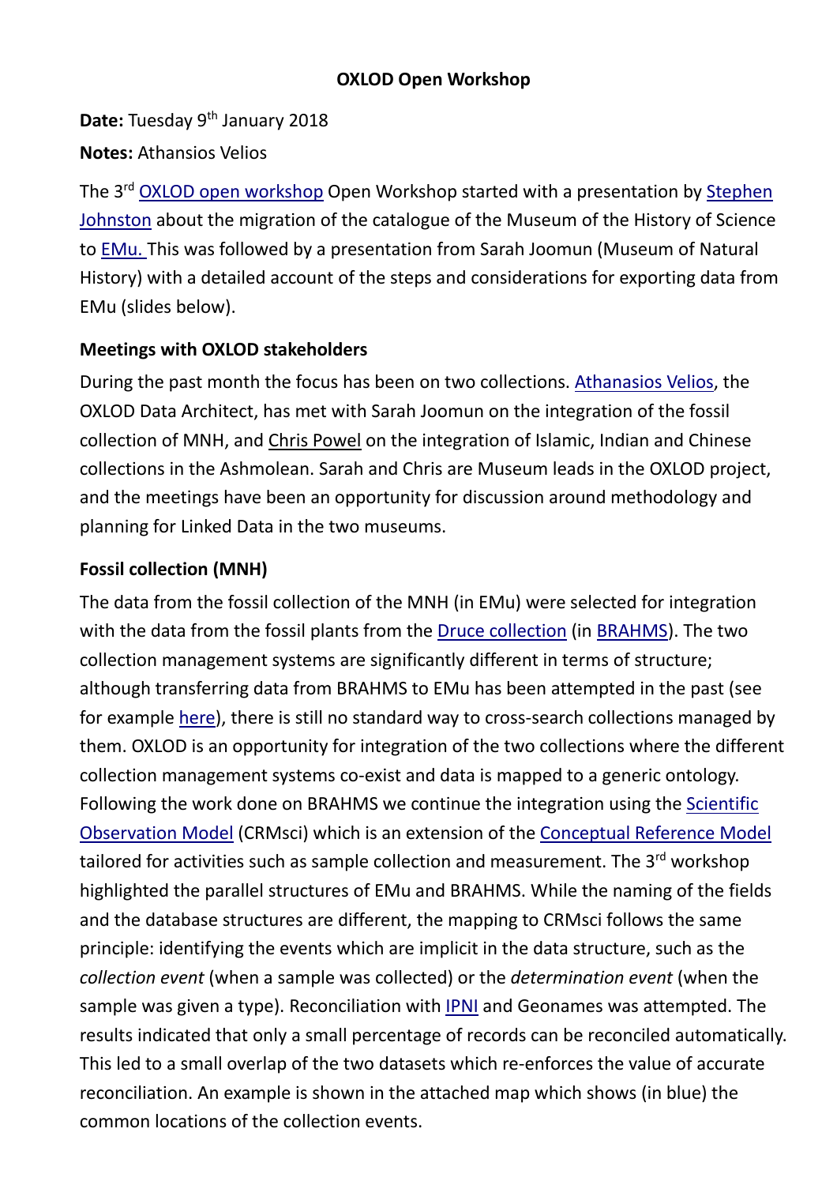# OXLOD Open Workshop

**Date:** Tuesday 9th January 2018

**Notes:** Athansios Velios

The 3rd OXLOD open workshop Open Workshop started with a presentation by Stephen Johnston about the migration of the catalogue of the Museum of the History of Science to EMu. This was followed by a presentation from Sarah Joomun (Museum of Natural History) with a detailed account of the steps and considerations for exporting data from EMu (slides below).

## Meetings with OXLOD stakeholders

During the past month the focus has been on two collections. Athanasios Velios, the OXLOD Data Architect, has met with Sarah Joomun on the integration of the fossil collection of MNH, and Chris Powel on the integration of Islamic, Indian and Chinese collections in the Ashmolean. Sarah and Chris are Museum leads in the OXLOD project, and the meetings have been an opportunity for discussion around methodology and planning for Linked Data in the two museums.

## Fossil collection (MNH)

The data from the fossil collection of the MNH (in EMu) were selected for integration with the data from the fossil plants from the Druce collection (in BRAHMS). The two collection management systems are significantly different in terms of structure; although transferring data from BRAHMS to EMu has been attempted in the past (see for example here), there is still no standard way to cross-search collections managed by them. OXLOD is an opportunity for integration of the two collections where the different collection management systems co-exist and data is mapped to a generic ontology. Following the work done on BRAHMS we continue the integration using the Scientific Observation Model (CRMsci) which is an extension of the Conceptual Reference Model tailored for activities such as sample collection and measurement. The 3rd workshop highlighted the parallel structures of EMu and BRAHMS. While the naming of the fields and the database structures are different, the mapping to CRMsci follows the same principle: identifying the events which are implicit in the data structure, such as the *collection event* (when a sample was collected) or the *determination event* (when the sample was given a type). Reconciliation with IPNI and Geonames was attempted. The results indicated that only a small percentage of records can be reconciled automatically. This led to a small overlap of the two datasets which re-enforces the value of accurate reconciliation. An example is shown in the attached map which shows (in blue) the common locations of the collection events.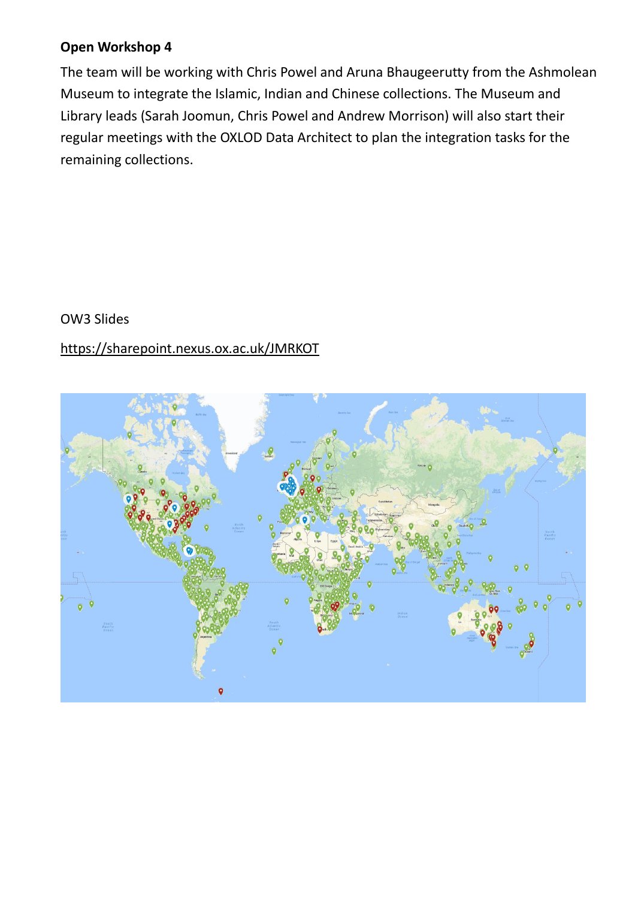**Open Workshop 4**

The team will be working with Chris Powel and Aruna Bhaugeerutty from the Ashmolean Museum to integrate the Islamic, Indian and Chinese collections. The Museum and Library leads (Sarah Joomun, Chris Powel and Andrew Morrison) will also start their regular meetings with the OXLOD Data Architect to plan the integration tasks for the remaining collections.

OW3 Slides

https://sharepoint.nexus.ox.ac.uk/JMRKOT